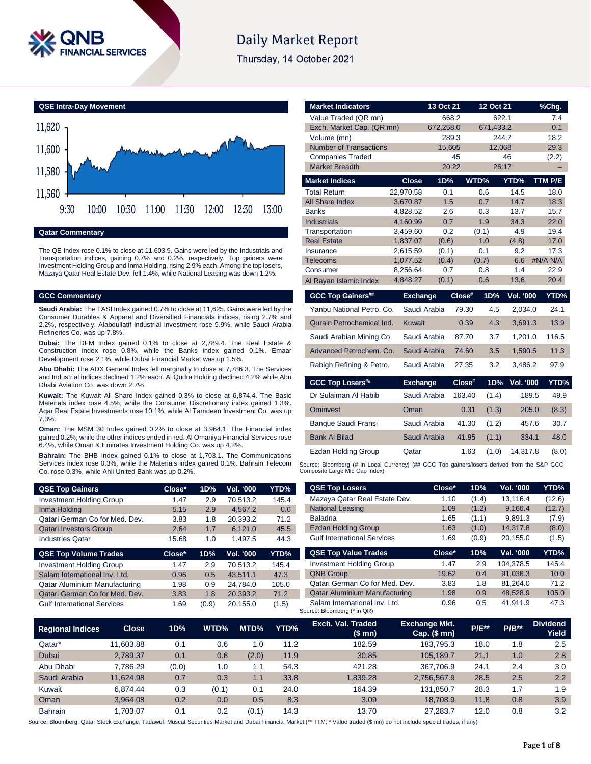# Daily Market Report

Thursday, 14 October 2021

## QSE Intra-Day Movement

## Qatar Commentary

The QE Index rose 0.1% to close at 11,603.9. Gains were led by the Industrials and Transportation indices, gaining 0.7% and 0.2%, respectively. Top gainers were Investment Holding Group and Inma Holding, rising 2.9% each. Among the top losers, Mazaya Qatar Real Estate Dev. fell 1.4%, while National Leasing was down 1.2%.

## GCC Commentary

**Saudi Arabia:** The TASI Index gained 0.7% to close at 11,625. Gains were led by the Consumer Durables & Apparel and Diversified Financials indices, rising 2.7% and 2.2%, respectively. Alabdullatif Industrial Investment rose 9.9%, while Saudi Arabia Refineries Co. was up 7.8%.

**Dubai:** The DFM Index gained 0.1% to close at 2,789.4. The Real Estate & Construction index rose 0.8%, while the Banks index gained 0.1%. Emaar Development rose 2.1%, while Dubai Financial Market was up 1.5%.

**Abu Dhabi:** The ADX General Index fell marginally to close at 7,786.3. The Services and Industrial indices declined 1.2% each. Al Qudra Holding declined 4.2% while Abu Dhabi Aviation Co. was down 2.7%.

**Kuwait:** The Kuwait All Share Index gained 0.3% to close at 6,874.4. The Basic Materials index rose 4.5%, while the Consumer Discretionary index gained 1.3%. Aqar Real Estate Investments rose 10.1%, while Al Tamdeen Investment Co. was up 7.3%.

**Oman:** The MSM 30 Index gained 0.2% to close at 3,964.1. The Financial index gained 0.2%, while the other indices ended in red. Al Omaniya Financial Services rose 6.4%, while Oman & Emirates Investment Holding Co. was up 4.2%.

**Bahrain:** The BHB Index gained 0.1% to close at 1,703.1. The Communications Services index rose 0.3%, while the Materials index gained 0.1%. Bahrain Telecom Co. rose 0.3%, while Ahli United Bank was up 0.2%.

| Market Indicators | 13 Oct 21 | 12 Oct 21 | %Chg. |
|---|---|---|---|
| Value Traded (QR mn) | 668.2 | 622.1 | 7.4 |
| Exch. Market Cap. (QR mn) | 672,258.0 | 671,433.2 | 0.1 |
| Volume (mn) | 289.3 | 244.7 | 18.2 |
| Number of Transactions | 15,605 | 12,068 | 29.3 |
| Companies Traded | 45 | 46 | (2.2) |
| Market Breadth | 20:22 | 26:17 | – |

| Market Indices | Close | 1D% | WTD% | YTD% | TTM P/E |
|---|---|---|---|---|---|
| Total Return | 22,970.58 | 0.1 | 0.6 | 14.5 | 18.0 |
| All Share Index | 3,670.87 | 1.5 | 0.7 | 14.7 | 18.3 |
| Banks | 4,828.52 | 2.6 | 0.3 | 13.7 | 15.7 |
| Industrials | 4,160.99 | 0.7 | 1.9 | 34.3 | 22.0 |
| Transportation | 3,459.60 | 0.2 | (0.1) | 4.9 | 19.4 |
| Real Estate | 1,837.07 | (0.6) | 1.0 | (4.8) | 17.0 |
| Insurance | 2,615.59 | (0.1) | 0.1 | 9.2 | 17.3 |
| Telecoms | 1,077.52 | (0.4) | (0.7) | 6.6 | #N/A N/A |
| Consumer | 8,256.64 | 0.7 | 0.8 | 1.4 | 22.9 |
| Al Rayan Islamic Index | 4,848.27 | (0.1) | 0.6 | 13.6 | 20.4 |

| GCC Top Gainers## | Exchange | Close# | 1D% | Vol. '000 | YTD% |
|---|---|---|---|---|---|
| Yanbu National Petro. Co. | Saudi Arabia | 79.30 | 4.5 | 2,034.0 | 24.1 |
| Qurain Petrochemical Ind. | Kuwait | 0.39 | 4.3 | 3,691.3 | 13.9 |
| Saudi Arabian Mining Co. | Saudi Arabia | 87.70 | 3.7 | 1,201.0 | 116.5 |
| Advanced Petrochem. Co. | Saudi Arabia | 74.60 | 3.5 | 1,590.5 | 11.3 |
| Rabigh Refining & Petro. | Saudi Arabia | 27.35 | 3.2 | 3,486.2 | 97.9 |

| GCC Top Losers## | Exchange | Close# | 1D% | Vol. '000 | YTD% |
|---|---|---|---|---|---|
| Dr Sulaiman Al Habib | Saudi Arabia | 163.40 | (1.4) | 189.5 | 49.9 |
| Ominvest | Oman | 0.31 | (1.3) | 205.0 | (8.3) |
| Banque Saudi Fransi | Saudi Arabia | 41.30 | (1.2) | 457.6 | 30.7 |
| Bank Al Bilad | Saudi Arabia | 41.95 | (1.1) | 334.1 | 48.0 |
| Ezdan Holding Group | Qatar | 1.63 | (1.0) | 14,317.8 | (8.0) |

Source: Bloomberg (# in Local Currency) (## GCC Top gainers/losers derived from the S&P GCC Composite Large Mid Cap Index)

| QSE Top Gainers | Close* | 1D% | Vol. '000 | YTD% |
|---|---|---|---|---|
| Investment Holding Group | 1.47 | 2.9 | 70,513.2 | 145.4 |
| Inma Holding | 5.15 | 2.9 | 4,567.2 | 0.6 |
| Qatari German Co for Med. Dev. | 3.83 | 1.8 | 20,393.2 | 71.2 |
| Qatari Investors Group | 2.64 | 1.7 | 6,121.0 | 45.5 |
| Industries Qatar | 15.68 | 1.0 | 1,497.5 | 44.3 |

| QSE Top Volume Trades | Close* | 1D% | Vol. '000 | YTD% |
|---|---|---|---|---|
| Investment Holding Group | 1.47 | 2.9 | 70,513.2 | 145.4 |
| Salam International Inv. Ltd. | 0.96 | 0.5 | 43,511.1 | 47.3 |
| Qatar Aluminium Manufacturing | 1.98 | 0.9 | 24,784.0 | 105.0 |
| Qatari German Co for Med. Dev. | 3.83 | 1.8 | 20,393.2 | 71.2 |
| Gulf International Services | 1.69 | (0.9) | 20,155.0 | (1.5) |

| QSE Top Losers | Close* | 1D% | Vol. '000 | YTD% |
|---|---|---|---|---|
| Mazaya Qatar Real Estate Dev. | 1.10 | (1.4) | 13,116.4 | (12.6) |
| National Leasing | 1.09 | (1.2) | 9,166.4 | (12.7) |
| Baladna | 1.65 | (1.1) | 9,891.3 | (7.9) |
| Ezdan Holding Group | 1.63 | (1.0) | 14,317.8 | (8.0) |
| Gulf International Services | 1.69 | (0.9) | 20,155.0 | (1.5) |

| QSE Top Value Trades | Close* | 1D% | Val. '000 | YTD% |
|---|---|---|---|---|
| Investment Holding Group | 1.47 | 2.9 | 104,378.5 | 145.4 |
| QNB Group | 19.62 | 0.4 | 91,036.3 | 10.0 |
| Qatari German Co for Med. Dev. | 3.83 | 1.8 | 81,264.0 | 71.2 |
| Qatar Aluminium Manufacturing | 1.98 | 0.9 | 48,528.9 | 105.0 |
| Salam International Inv. Ltd. | 0.96 | 0.5 | 41,911.9 | 47.3 |

Source: Bloomberg (* in QR)

| Regional Indices | Close | 1D% | WTD% | MTD% | YTD% | Exch. Val. Traded ($ mn) | Exchange Mkt. Cap. ($ mn) | P/E** | P/B** | Dividend Yield |
|---|---|---|---|---|---|---|---|---|---|---|
| Qatar* | 11,603.88 | 0.1 | 0.6 | 1.0 | 11.2 | 182.59 | 183,795.3 | 18.0 | 1.8 | 2.5 |
| Dubai | 2,789.37 | 0.1 | 0.6 | (2.0) | 11.9 | 30.85 | 105,189.7 | 21.1 | 1.0 | 2.8 |
| Abu Dhabi | 7,786.29 | (0.0) | 1.0 | 1.1 | 54.3 | 421.28 | 367,706.9 | 24.1 | 2.4 | 3.0 |
| Saudi Arabia | 11,624.98 | 0.7 | 0.3 | 1.1 | 33.8 | 1,839.28 | 2,756,567.9 | 28.5 | 2.5 | 2.2 |
| Kuwait | 6,874.44 | 0.3 | (0.1) | 0.1 | 24.0 | 164.39 | 131,850.7 | 28.3 | 1.7 | 1.9 |
| Oman | 3,964.08 | 0.2 | 0.0 | 0.5 | 8.3 | 3.09 | 18,708.9 | 11.8 | 0.8 | 3.9 |
| Bahrain | 1,703.07 | 0.1 | 0.2 | (0.1) | 14.3 | 13.70 | 27,283.7 | 12.0 | 0.8 | 3.2 |

Source: Bloomberg, Qatar Stock Exchange, Tadawul, Muscat Securities Market and Dubai Financial Market (** TTM; * Value traded ($ mn) do not include special trades, if any)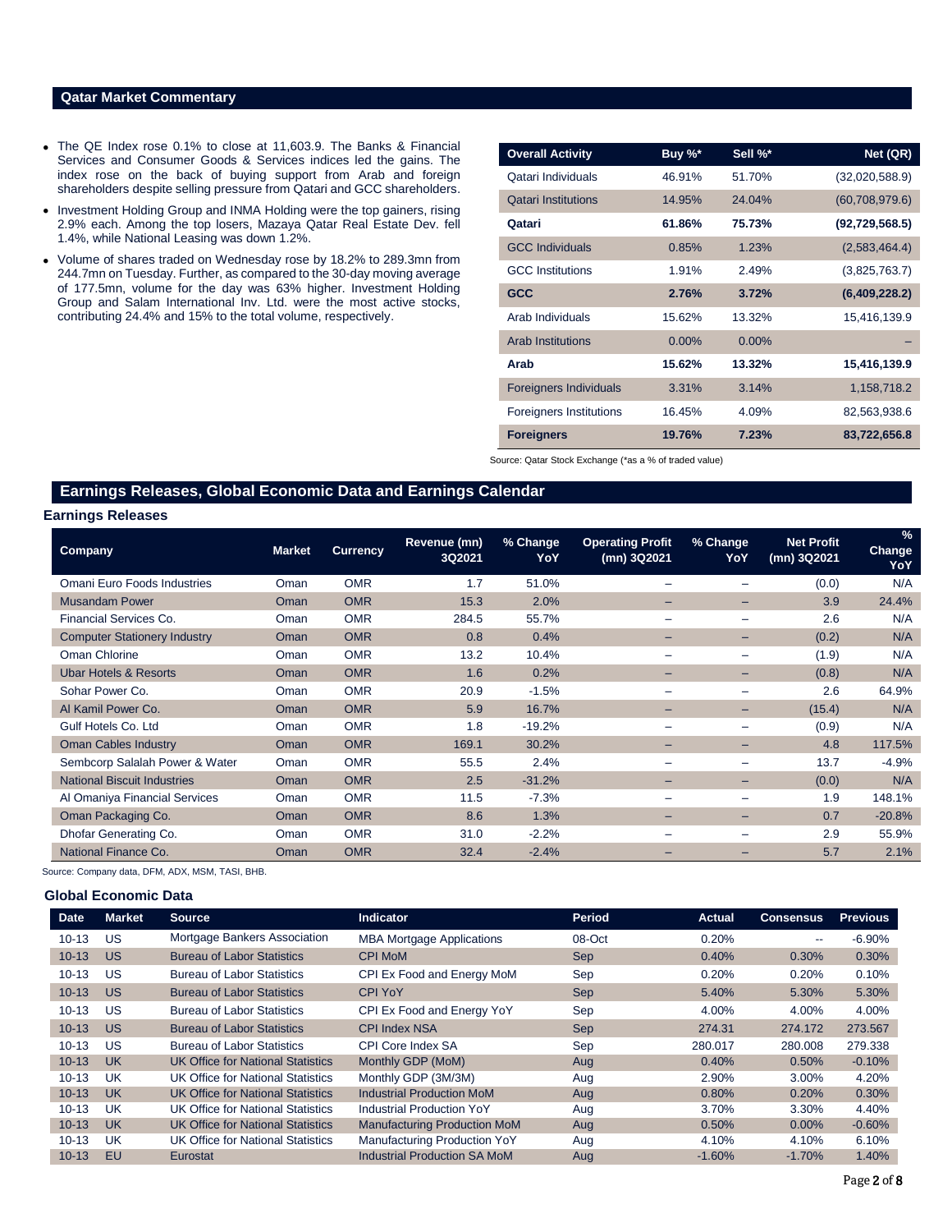## Qatar Market Commentary

- The QE Index rose 0.1% to close at 11,603.9. The Banks & Financial Services and Consumer Goods & Services indices led the gains. The index rose on the back of buying support from Arab and foreign shareholders despite selling pressure from Qatari and GCC shareholders.
- Investment Holding Group and INMA Holding were the top gainers, rising 2.9% each. Among the top losers, Mazaya Qatar Real Estate Dev. fell 1.4%, while National Leasing was down 1.2%.
- Volume of shares traded on Wednesday rose by 18.2% to 289.3mn from 244.7mn on Tuesday. Further, as compared to the 30-day moving average of 177.5mn, volume for the day was 63% higher. Investment Holding Group and Salam International Inv. Ltd. were the most active stocks, contributing 24.4% and 15% to the total volume, respectively.

| Overall Activity | Buy %* | Sell %* | Net (QR) |
|---|---|---|---|
| Qatari Individuals | 46.91% | 51.70% | (32,020,588.9) |
| Qatari Institutions | 14.95% | 24.04% | (60,708,979.6) |
| **Qatari** | **61.86%** | **75.73%** | **(92,729,568.5)** |
| GCC Individuals | 0.85% | 1.23% | (2,583,464.4) |
| GCC Institutions | 1.91% | 2.49% | (3,825,763.7) |
| **GCC** | **2.76%** | **3.72%** | **(6,409,228.2)** |
| Arab Individuals | 15.62% | 13.32% | 15,416,139.9 |
| Arab Institutions | 0.00% | 0.00% | – |
| **Arab** | **15.62%** | **13.32%** | **15,416,139.9** |
| Foreigners Individuals | 3.31% | 3.14% | 1,158,718.2 |
| Foreigners Institutions | 16.45% | 4.09% | 82,563,938.6 |
| **Foreigners** | **19.76%** | **7.23%** | **83,722,656.8** |

Source: Qatar Stock Exchange (*as a % of traded value)

## Earnings Releases, Global Economic Data and Earnings Calendar

### Earnings Releases

| Company | Market | Currency | Revenue (mn) 3Q2021 | % Change YoY | Operating Profit (mn) 3Q2021 | % Change YoY | Net Profit (mn) 3Q2021 | % Change YoY |
|---|---|---|---|---|---|---|---|---|
| Omani Euro Foods Industries | Oman | OMR | 1.7 | 51.0% | – | – | (0.0) | N/A |
| Musandam Power | Oman | OMR | 15.3 | 2.0% | – | – | 3.9 | 24.4% |
| Financial Services Co. | Oman | OMR | 284.5 | 55.7% | – | – | 2.6 | N/A |
| Computer Stationery Industry | Oman | OMR | 0.8 | 0.4% | – | – | (0.2) | N/A |
| Oman Chlorine | Oman | OMR | 13.2 | 10.4% | – | – | (1.9) | N/A |
| Ubar Hotels & Resorts | Oman | OMR | 1.6 | 0.2% | – | – | (0.8) | N/A |
| Sohar Power Co. | Oman | OMR | 20.9 | -1.5% | – | – | 2.6 | 64.9% |
| Al Kamil Power Co. | Oman | OMR | 5.9 | 16.7% | – | – | (15.4) | N/A |
| Gulf Hotels Co. Ltd | Oman | OMR | 1.8 | -19.2% | – | – | (0.9) | N/A |
| Oman Cables Industry | Oman | OMR | 169.1 | 30.2% | – | – | 4.8 | 117.5% |
| Sembcorp Salalah Power & Water | Oman | OMR | 55.5 | 2.4% | – | – | 13.7 | -4.9% |
| National Biscuit Industries | Oman | OMR | 2.5 | -31.2% | – | – | (0.0) | N/A |
| Al Omaniya Financial Services | Oman | OMR | 11.5 | -7.3% | – | – | 1.9 | 148.1% |
| Oman Packaging Co. | Oman | OMR | 8.6 | 1.3% | – | – | 0.7 | -20.8% |
| Dhofar Generating Co. | Oman | OMR | 31.0 | -2.2% | – | – | 2.9 | 55.9% |
| National Finance Co. | Oman | OMR | 32.4 | -2.4% | – | – | 5.7 | 2.1% |

Source: Company data, DFM, ADX, MSM, TASI, BHB.

### Global Economic Data

| Date | Market | Source | Indicator | Period | Actual | Consensus | Previous |
|---|---|---|---|---|---|---|---|
| 10-13 | US | Mortgage Bankers Association | MBA Mortgage Applications | 08-Oct | 0.20% | -- | -6.90% |
| 10-13 | US | Bureau of Labor Statistics | CPI MoM | Sep | 0.40% | 0.30% | 0.30% |
| 10-13 | US | Bureau of Labor Statistics | CPI Ex Food and Energy MoM | Sep | 0.20% | 0.20% | 0.10% |
| 10-13 | US | Bureau of Labor Statistics | CPI YoY | Sep | 5.40% | 5.30% | 5.30% |
| 10-13 | US | Bureau of Labor Statistics | CPI Ex Food and Energy YoY | Sep | 4.00% | 4.00% | 4.00% |
| 10-13 | US | Bureau of Labor Statistics | CPI Index NSA | Sep | 274.31 | 274.172 | 273.567 |
| 10-13 | US | Bureau of Labor Statistics | CPI Core Index SA | Sep | 280.017 | 280.008 | 279.338 |
| 10-13 | UK | UK Office for National Statistics | Monthly GDP (MoM) | Aug | 0.40% | 0.50% | -0.10% |
| 10-13 | UK | UK Office for National Statistics | Monthly GDP (3M/3M) | Aug | 2.90% | 3.00% | 4.20% |
| 10-13 | UK | UK Office for National Statistics | Industrial Production MoM | Aug | 0.80% | 0.20% | 0.30% |
| 10-13 | UK | UK Office for National Statistics | Industrial Production YoY | Aug | 3.70% | 3.30% | 4.40% |
| 10-13 | UK | UK Office for National Statistics | Manufacturing Production MoM | Aug | 0.50% | 0.00% | -0.60% |
| 10-13 | UK | UK Office for National Statistics | Manufacturing Production YoY | Aug | 4.10% | 4.10% | 6.10% |
| 10-13 | EU | Eurostat | Industrial Production SA MoM | Aug | -1.60% | -1.70% | 1.40% |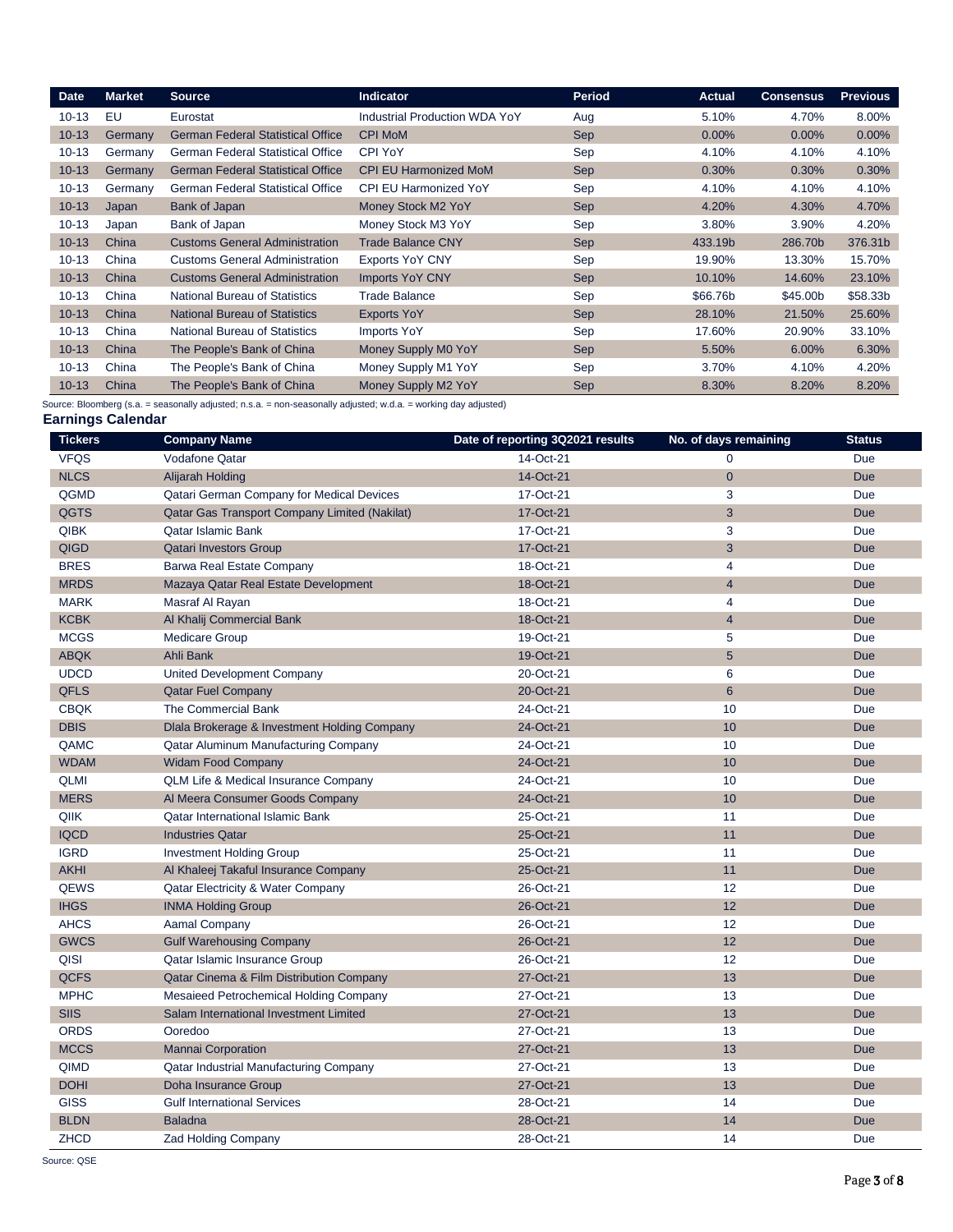| Date | Market | Source | Indicator | Period | Actual | Consensus | Previous |
|---|---|---|---|---|---|---|---|
| 10-13 | EU | Eurostat | Industrial Production WDA YoY | Aug | 5.10% | 4.70% | 8.00% |
| 10-13 | Germany | German Federal Statistical Office | CPI MoM | Sep | 0.00% | 0.00% | 0.00% |
| 10-13 | Germany | German Federal Statistical Office | CPI YoY | Sep | 4.10% | 4.10% | 4.10% |
| 10-13 | Germany | German Federal Statistical Office | CPI EU Harmonized MoM | Sep | 0.30% | 0.30% | 0.30% |
| 10-13 | Germany | German Federal Statistical Office | CPI EU Harmonized YoY | Sep | 4.10% | 4.10% | 4.10% |
| 10-13 | Japan | Bank of Japan | Money Stock M2 YoY | Sep | 4.20% | 4.30% | 4.70% |
| 10-13 | Japan | Bank of Japan | Money Stock M3 YoY | Sep | 3.80% | 3.90% | 4.20% |
| 10-13 | China | Customs General Administration | Trade Balance CNY | Sep | 433.19b | 286.70b | 376.31b |
| 10-13 | China | Customs General Administration | Exports YoY CNY | Sep | 19.90% | 13.30% | 15.70% |
| 10-13 | China | Customs General Administration | Imports YoY CNY | Sep | 10.10% | 14.60% | 23.10% |
| 10-13 | China | National Bureau of Statistics | Trade Balance | Sep | $66.76b | $45.00b | $58.33b |
| 10-13 | China | National Bureau of Statistics | Exports YoY | Sep | 28.10% | 21.50% | 25.60% |
| 10-13 | China | National Bureau of Statistics | Imports YoY | Sep | 17.60% | 20.90% | 33.10% |
| 10-13 | China | The People's Bank of China | Money Supply M0 YoY | Sep | 5.50% | 6.00% | 6.30% |
| 10-13 | China | The People's Bank of China | Money Supply M1 YoY | Sep | 3.70% | 4.10% | 4.20% |
| 10-13 | China | The People's Bank of China | Money Supply M2 YoY | Sep | 8.30% | 8.20% | 8.20% |

Source: Bloomberg (s.a. = seasonally adjusted; n.s.a. = non-seasonally adjusted; w.d.a. = working day adjusted)

## Earnings Calendar

| Tickers | Company Name | Date of reporting 3Q2021 results | No. of days remaining | Status |
|---|---|---|---|---|
| VFQS | Vodafone Qatar | 14-Oct-21 | 0 | Due |
| NLCS | Alijarah Holding | 14-Oct-21 | 0 | Due |
| QGMD | Qatari German Company for Medical Devices | 17-Oct-21 | 3 | Due |
| QGTS | Qatar Gas Transport Company Limited (Nakilat) | 17-Oct-21 | 3 | Due |
| QIBK | Qatar Islamic Bank | 17-Oct-21 | 3 | Due |
| QIGD | Qatari Investors Group | 17-Oct-21 | 3 | Due |
| BRES | Barwa Real Estate Company | 18-Oct-21 | 4 | Due |
| MRDS | Mazaya Qatar Real Estate Development | 18-Oct-21 | 4 | Due |
| MARK | Masraf Al Rayan | 18-Oct-21 | 4 | Due |
| KCBK | Al Khalij Commercial Bank | 18-Oct-21 | 4 | Due |
| MCGS | Medicare Group | 19-Oct-21 | 5 | Due |
| ABQK | Ahli Bank | 19-Oct-21 | 5 | Due |
| UDCD | United Development Company | 20-Oct-21 | 6 | Due |
| QFLS | Qatar Fuel Company | 20-Oct-21 | 6 | Due |
| CBQK | The Commercial Bank | 24-Oct-21 | 10 | Due |
| DBIS | Dlala Brokerage & Investment Holding Company | 24-Oct-21 | 10 | Due |
| QAMC | Qatar Aluminum Manufacturing Company | 24-Oct-21 | 10 | Due |
| WDAM | Widam Food Company | 24-Oct-21 | 10 | Due |
| QLMI | QLM Life & Medical Insurance Company | 24-Oct-21 | 10 | Due |
| MERS | Al Meera Consumer Goods Company | 24-Oct-21 | 10 | Due |
| QIIK | Qatar International Islamic Bank | 25-Oct-21 | 11 | Due |
| IQCD | Industries Qatar | 25-Oct-21 | 11 | Due |
| IGRD | Investment Holding Group | 25-Oct-21 | 11 | Due |
| AKHI | Al Khaleej Takaful Insurance Company | 25-Oct-21 | 11 | Due |
| QEWS | Qatar Electricity & Water Company | 26-Oct-21 | 12 | Due |
| IHGS | INMA Holding Group | 26-Oct-21 | 12 | Due |
| AHCS | Aamal Company | 26-Oct-21 | 12 | Due |
| GWCS | Gulf Warehousing Company | 26-Oct-21 | 12 | Due |
| QISI | Qatar Islamic Insurance Group | 26-Oct-21 | 12 | Due |
| QCFS | Qatar Cinema & Film Distribution Company | 27-Oct-21 | 13 | Due |
| MPHC | Mesaieed Petrochemical Holding Company | 27-Oct-21 | 13 | Due |
| SIIS | Salam International Investment Limited | 27-Oct-21 | 13 | Due |
| ORDS | Ooredoo | 27-Oct-21 | 13 | Due |
| MCCS | Mannai Corporation | 27-Oct-21 | 13 | Due |
| QIMD | Qatar Industrial Manufacturing Company | 27-Oct-21 | 13 | Due |
| DOHI | Doha Insurance Group | 27-Oct-21 | 13 | Due |
| GISS | Gulf International Services | 28-Oct-21 | 14 | Due |
| BLDN | Baladna | 28-Oct-21 | 14 | Due |
| ZHCD | Zad Holding Company | 28-Oct-21 | 14 | Due |

Source: QSE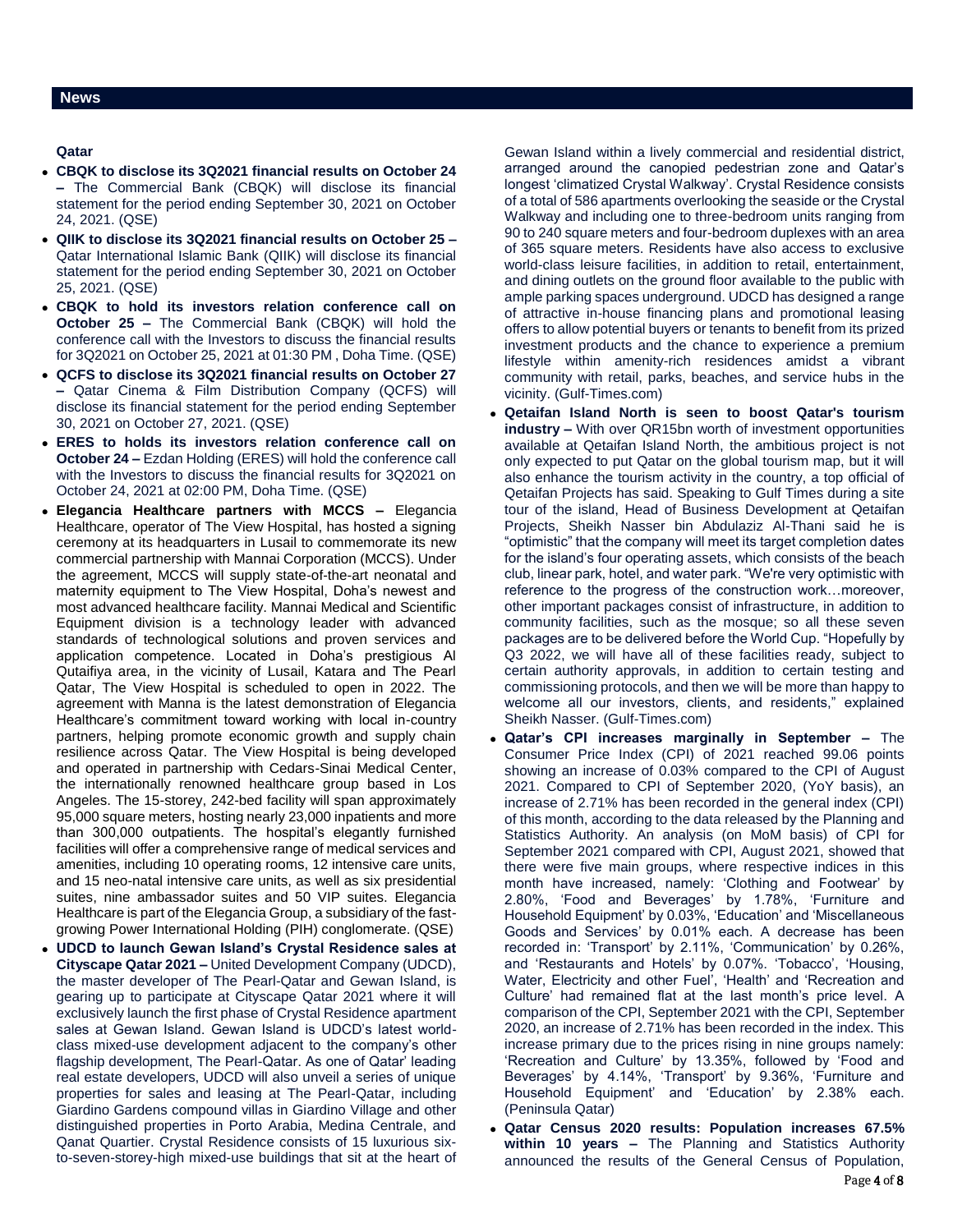## News

### Qatar

- **CBQK to disclose its 3Q2021 financial results on October 24 –** The Commercial Bank (CBQK) will disclose its financial statement for the period ending September 30, 2021 on October 24, 2021. (QSE)
- **QIIK to disclose its 3Q2021 financial results on October 25 –** Qatar International Islamic Bank (QIIK) will disclose its financial statement for the period ending September 30, 2021 on October 25, 2021. (QSE)
- **CBQK to hold its investors relation conference call on October 25 –** The Commercial Bank (CBQK) will hold the conference call with the Investors to discuss the financial results for 3Q2021 on October 25, 2021 at 01:30 PM , Doha Time. (QSE)
- **QCFS to disclose its 3Q2021 financial results on October 27 –** Qatar Cinema & Film Distribution Company (QCFS) will disclose its financial statement for the period ending September 30, 2021 on October 27, 2021. (QSE)
- **ERES to holds its investors relation conference call on October 24 –** Ezdan Holding (ERES) will hold the conference call with the Investors to discuss the financial results for 3Q2021 on October 24, 2021 at 02:00 PM, Doha Time. (QSE)
- **Elegancia Healthcare partners with MCCS –** Elegancia Healthcare, operator of The View Hospital, has hosted a signing ceremony at its headquarters in Lusail to commemorate its new commercial partnership with Mannai Corporation (MCCS). Under the agreement, MCCS will supply state-of-the-art neonatal and maternity equipment to The View Hospital, Doha's newest and most advanced healthcare facility. Mannai Medical and Scientific Equipment division is a technology leader with advanced standards of technological solutions and proven services and application competence. Located in Doha's prestigious Al Qutaifiya area, in the vicinity of Lusail, Katara and The Pearl Qatar, The View Hospital is scheduled to open in 2022. The agreement with Manna is the latest demonstration of Elegancia Healthcare's commitment toward working with local in-country partners, helping promote economic growth and supply chain resilience across Qatar. The View Hospital is being developed and operated in partnership with Cedars-Sinai Medical Center, the internationally renowned healthcare group based in Los Angeles. The 15-storey, 242-bed facility will span approximately 95,000 square meters, hosting nearly 23,000 inpatients and more than 300,000 outpatients. The hospital's elegantly furnished facilities will offer a comprehensive range of medical services and amenities, including 10 operating rooms, 12 intensive care units, and 15 neo-natal intensive care units, as well as six presidential suites, nine ambassador suites and 50 VIP suites. Elegancia Healthcare is part of the Elegancia Group, a subsidiary of the fast-growing Power International Holding (PIH) conglomerate. (QSE)
- **UDCD to launch Gewan Island's Crystal Residence sales at Cityscape Qatar 2021 –** United Development Company (UDCD), the master developer of The Pearl-Qatar and Gewan Island, is gearing up to participate at Cityscape Qatar 2021 where it will exclusively launch the first phase of Crystal Residence apartment sales at Gewan Island. Gewan Island is UDCD's latest world-class mixed-use development adjacent to the company's other flagship development, The Pearl-Qatar. As one of Qatar' leading real estate developers, UDCD will also unveil a series of unique properties for sales and leasing at The Pearl-Qatar, including Giardino Gardens compound villas in Giardino Village and other distinguished properties in Porto Arabia, Medina Centrale, and Qanat Quartier. Crystal Residence consists of 15 luxurious six-to-seven-storey-high mixed-use buildings that sit at the heart of Gewan Island within a lively commercial and residential district, arranged around the canopied pedestrian zone and Qatar's longest 'climatized Crystal Walkway'. Crystal Residence consists of a total of 586 apartments overlooking the seaside or the Crystal Walkway and including one to three-bedroom units ranging from 90 to 240 square meters and four-bedroom duplexes with an area of 365 square meters. Residents have also access to exclusive world-class leisure facilities, in addition to retail, entertainment, and dining outlets on the ground floor available to the public with ample parking spaces underground. UDCD has designed a range of attractive in-house financing plans and promotional leasing offers to allow potential buyers or tenants to benefit from its prized investment products and the chance to experience a premium lifestyle within amenity-rich residences amidst a vibrant community with retail, parks, beaches, and service hubs in the vicinity. (Gulf-Times.com)
- **Qetaifan Island North is seen to boost Qatar's tourism industry –** With over QR15bn worth of investment opportunities available at Qetaifan Island North, the ambitious project is not only expected to put Qatar on the global tourism map, but it will also enhance the tourism activity in the country, a top official of Qetaifan Projects has said. Speaking to Gulf Times during a site tour of the island, Head of Business Development at Qetaifan Projects, Sheikh Nasser bin Abdulaziz Al-Thani said he is "optimistic" that the company will meet its target completion dates for the island's four operating assets, which consists of the beach club, linear park, hotel, and water park. "We're very optimistic with reference to the progress of the construction work…moreover, other important packages consist of infrastructure, in addition to community facilities, such as the mosque; so all these seven packages are to be delivered before the World Cup. "Hopefully by Q3 2022, we will have all of these facilities ready, subject to certain authority approvals, in addition to certain testing and commissioning protocols, and then we will be more than happy to welcome all our investors, clients, and residents," explained Sheikh Nasser. (Gulf-Times.com)
- **Qatar's CPI increases marginally in September –** The Consumer Price Index (CPI) of 2021 reached 99.06 points showing an increase of 0.03% compared to the CPI of August 2021. Compared to CPI of September 2020, (YoY basis), an increase of 2.71% has been recorded in the general index (CPI) of this month, according to the data released by the Planning and Statistics Authority. An analysis (on MoM basis) of CPI for September 2021 compared with CPI, August 2021, showed that there were five main groups, where respective indices in this month have increased, namely: 'Clothing and Footwear' by 2.80%, 'Food and Beverages' by 1.78%, 'Furniture and Household Equipment' by 0.03%, 'Education' and 'Miscellaneous Goods and Services' by 0.01% each. A decrease has been recorded in: 'Transport' by 2.11%, 'Communication' by 0.26%, and 'Restaurants and Hotels' by 0.07%. 'Tobacco', 'Housing, Water, Electricity and other Fuel', 'Health' and 'Recreation and Culture' had remained flat at the last month's price level. A comparison of the CPI, September 2021 with the CPI, September 2020, an increase of 2.71% has been recorded in the index. This increase primary due to the prices rising in nine groups namely: 'Recreation and Culture' by 13.35%, followed by 'Food and Beverages' by 4.14%, 'Transport' by 9.36%, 'Furniture and Household Equipment' and 'Education' by 2.38% each. (Peninsula Qatar)
- **Qatar Census 2020 results: Population increases 67.5% within 10 years –** The Planning and Statistics Authority announced the results of the General Census of Population,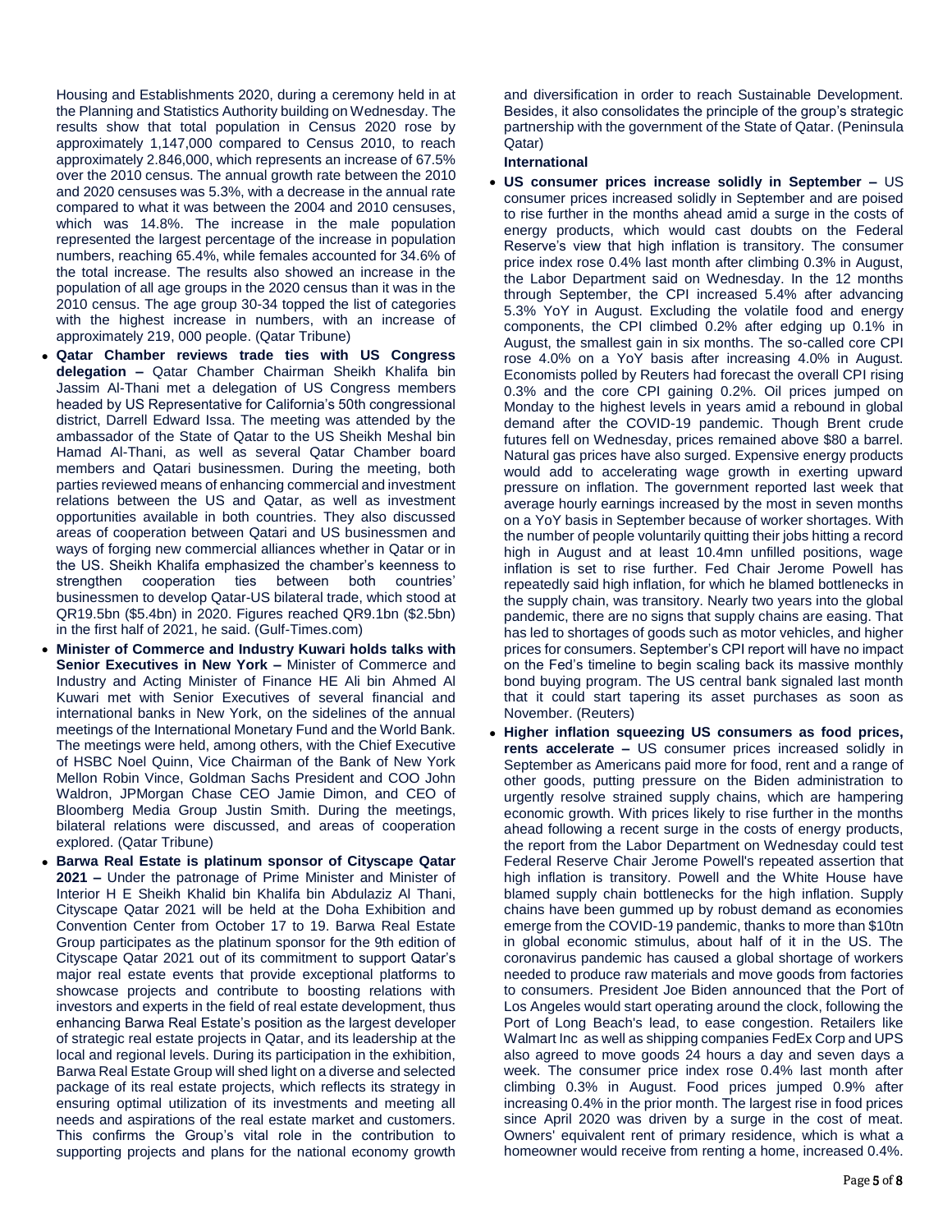Housing and Establishments 2020, during a ceremony held in at the Planning and Statistics Authority building on Wednesday. The results show that total population in Census 2020 rose by approximately 1,147,000 compared to Census 2010, to reach approximately 2.846,000, which represents an increase of 67.5% over the 2010 census. The annual growth rate between the 2010 and 2020 censuses was 5.3%, with a decrease in the annual rate compared to what it was between the 2004 and 2010 censuses, which was 14.8%. The increase in the male population represented the largest percentage of the increase in population numbers, reaching 65.4%, while females accounted for 34.6% of the total increase. The results also showed an increase in the population of all age groups in the 2020 census than it was in the 2010 census. The age group 30-34 topped the list of categories with the highest increase in numbers, with an increase of approximately 219, 000 people. (Qatar Tribune)

- **Qatar Chamber reviews trade ties with US Congress delegation –** Qatar Chamber Chairman Sheikh Khalifa bin Jassim Al-Thani met a delegation of US Congress members headed by US Representative for California's 50th congressional district, Darrell Edward Issa. The meeting was attended by the ambassador of the State of Qatar to the US Sheikh Meshal bin Hamad Al-Thani, as well as several Qatar Chamber board members and Qatari businessmen. During the meeting, both parties reviewed means of enhancing commercial and investment relations between the US and Qatar, as well as investment opportunities available in both countries. They also discussed areas of cooperation between Qatari and US businessmen and ways of forging new commercial alliances whether in Qatar or in the US. Sheikh Khalifa emphasized the chamber's keenness to strengthen cooperation ties between both countries' businessmen to develop Qatar-US bilateral trade, which stood at QR19.5bn ($5.4bn) in 2020. Figures reached QR9.1bn ($2.5bn) in the first half of 2021, he said. (Gulf-Times.com)
- **Minister of Commerce and Industry Kuwari holds talks with Senior Executives in New York –** Minister of Commerce and Industry and Acting Minister of Finance HE Ali bin Ahmed Al Kuwari met with Senior Executives of several financial and international banks in New York, on the sidelines of the annual meetings of the International Monetary Fund and the World Bank. The meetings were held, among others, with the Chief Executive of HSBC Noel Quinn, Vice Chairman of the Bank of New York Mellon Robin Vince, Goldman Sachs President and COO John Waldron, JPMorgan Chase CEO Jamie Dimon, and CEO of Bloomberg Media Group Justin Smith. During the meetings, bilateral relations were discussed, and areas of cooperation explored. (Qatar Tribune)
- **Barwa Real Estate is platinum sponsor of Cityscape Qatar 2021 –** Under the patronage of Prime Minister and Minister of Interior H E Sheikh Khalid bin Khalifa bin Abdulaziz Al Thani, Cityscape Qatar 2021 will be held at the Doha Exhibition and Convention Center from October 17 to 19. Barwa Real Estate Group participates as the platinum sponsor for the 9th edition of Cityscape Qatar 2021 out of its commitment to support Qatar's major real estate events that provide exceptional platforms to showcase projects and contribute to boosting relations with investors and experts in the field of real estate development, thus enhancing Barwa Real Estate's position as the largest developer of strategic real estate projects in Qatar, and its leadership at the local and regional levels. During its participation in the exhibition, Barwa Real Estate Group will shed light on a diverse and selected package of its real estate projects, which reflects its strategy in ensuring optimal utilization of its investments and meeting all needs and aspirations of the real estate market and customers. This confirms the Group's vital role in the contribution to supporting projects and plans for the national economy growth and diversification in order to reach Sustainable Development. Besides, it also consolidates the principle of the group's strategic partnership with the government of the State of Qatar. (Peninsula Qatar)

**International**

- **US consumer prices increase solidly in September –** US consumer prices increased solidly in September and are poised to rise further in the months ahead amid a surge in the costs of energy products, which would cast doubts on the Federal Reserve's view that high inflation is transitory. The consumer price index rose 0.4% last month after climbing 0.3% in August, the Labor Department said on Wednesday. In the 12 months through September, the CPI increased 5.4% after advancing 5.3% YoY in August. Excluding the volatile food and energy components, the CPI climbed 0.2% after edging up 0.1% in August, the smallest gain in six months. The so-called core CPI rose 4.0% on a YoY basis after increasing 4.0% in August. Economists polled by Reuters had forecast the overall CPI rising 0.3% and the core CPI gaining 0.2%. Oil prices jumped on Monday to the highest levels in years amid a rebound in global demand after the COVID-19 pandemic. Though Brent crude futures fell on Wednesday, prices remained above $80 a barrel. Natural gas prices have also surged. Expensive energy products would add to accelerating wage growth in exerting upward pressure on inflation. The government reported last week that average hourly earnings increased by the most in seven months on a YoY basis in September because of worker shortages. With the number of people voluntarily quitting their jobs hitting a record high in August and at least 10.4mn unfilled positions, wage inflation is set to rise further. Fed Chair Jerome Powell has repeatedly said high inflation, for which he blamed bottlenecks in the supply chain, was transitory. Nearly two years into the global pandemic, there are no signs that supply chains are easing. That has led to shortages of goods such as motor vehicles, and higher prices for consumers. September's CPI report will have no impact on the Fed's timeline to begin scaling back its massive monthly bond buying program. The US central bank signaled last month that it could start tapering its asset purchases as soon as November. (Reuters)
- **Higher inflation squeezing US consumers as food prices, rents accelerate –** US consumer prices increased solidly in September as Americans paid more for food, rent and a range of other goods, putting pressure on the Biden administration to urgently resolve strained supply chains, which are hampering economic growth. With prices likely to rise further in the months ahead following a recent surge in the costs of energy products, the report from the Labor Department on Wednesday could test Federal Reserve Chair Jerome Powell's repeated assertion that high inflation is transitory. Powell and the White House have blamed supply chain bottlenecks for the high inflation. Supply chains have been gummed up by robust demand as economies emerge from the COVID-19 pandemic, thanks to more than $10tn in global economic stimulus, about half of it in the US. The coronavirus pandemic has caused a global shortage of workers needed to produce raw materials and move goods from factories to consumers. President Joe Biden announced that the Port of Los Angeles would start operating around the clock, following the Port of Long Beach's lead, to ease congestion. Retailers like Walmart Inc as well as shipping companies FedEx Corp and UPS also agreed to move goods 24 hours a day and seven days a week. The consumer price index rose 0.4% last month after climbing 0.3% in August. Food prices jumped 0.9% after increasing 0.4% in the prior month. The largest rise in food prices since April 2020 was driven by a surge in the cost of meat. Owners' equivalent rent of primary residence, which is what a homeowner would receive from renting a home, increased 0.4%.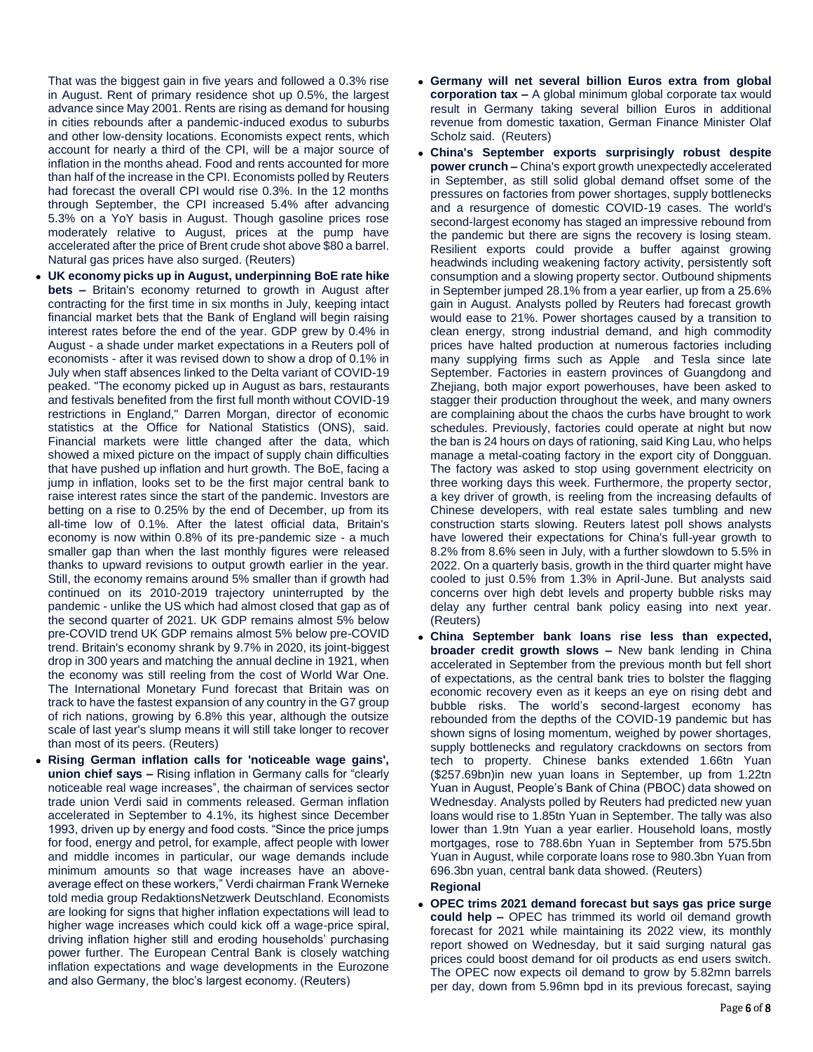That was the biggest gain in five years and followed a 0.3% rise in August. Rent of primary residence shot up 0.5%, the largest advance since May 2001. Rents are rising as demand for housing in cities rebounds after a pandemic-induced exodus to suburbs and other low-density locations. Economists expect rents, which account for nearly a third of the CPI, will be a major source of inflation in the months ahead. Food and rents accounted for more than half of the increase in the CPI. Economists polled by Reuters had forecast the overall CPI would rise 0.3%. In the 12 months through September, the CPI increased 5.4% after advancing 5.3% on a YoY basis in August. Though gasoline prices rose moderately relative to August, prices at the pump have accelerated after the price of Brent crude shot above $80 a barrel. Natural gas prices have also surged. (Reuters)

- **UK economy picks up in August, underpinning BoE rate hike bets –** Britain's economy returned to growth in August after contracting for the first time in six months in July, keeping intact financial market bets that the Bank of England will begin raising interest rates before the end of the year. GDP grew by 0.4% in August - a shade under market expectations in a Reuters poll of economists - after it was revised down to show a drop of 0.1% in July when staff absences linked to the Delta variant of COVID-19 peaked. "The economy picked up in August as bars, restaurants and festivals benefited from the first full month without COVID-19 restrictions in England," Darren Morgan, director of economic statistics at the Office for National Statistics (ONS), said. Financial markets were little changed after the data, which showed a mixed picture on the impact of supply chain difficulties that have pushed up inflation and hurt growth. The BoE, facing a jump in inflation, looks set to be the first major central bank to raise interest rates since the start of the pandemic. Investors are betting on a rise to 0.25% by the end of December, up from its all-time low of 0.1%. After the latest official data, Britain's economy is now within 0.8% of its pre-pandemic size - a much smaller gap than when the last monthly figures were released thanks to upward revisions to output growth earlier in the year. Still, the economy remains around 5% smaller than if growth had continued on its 2010-2019 trajectory uninterrupted by the pandemic - unlike the US which had almost closed that gap as of the second quarter of 2021. UK GDP remains almost 5% below pre-COVID trend UK GDP remains almost 5% below pre-COVID trend. Britain's economy shrank by 9.7% in 2020, its joint-biggest drop in 300 years and matching the annual decline in 1921, when the economy was still reeling from the cost of World War One. The International Monetary Fund forecast that Britain was on track to have the fastest expansion of any country in the G7 group of rich nations, growing by 6.8% this year, although the outsize scale of last year's slump means it will still take longer to recover than most of its peers. (Reuters)
- **Rising German inflation calls for 'noticeable wage gains', union chief says –** Rising inflation in Germany calls for "clearly noticeable real wage increases", the chairman of services sector trade union Verdi said in comments released. German inflation accelerated in September to 4.1%, its highest since December 1993, driven up by energy and food costs. "Since the price jumps for food, energy and petrol, for example, affect people with lower and middle incomes in particular, our wage demands include minimum amounts so that wage increases have an above-average effect on these workers," Verdi chairman Frank Werneke told media group RedaktionsNetzwerk Deutschland. Economists are looking for signs that higher inflation expectations will lead to higher wage increases which could kick off a wage-price spiral, driving inflation higher still and eroding households' purchasing power further. The European Central Bank is closely watching inflation expectations and wage developments in the Eurozone and also Germany, the bloc's largest economy. (Reuters)
- **Germany will net several billion Euros extra from global corporation tax –** A global minimum global corporate tax would result in Germany taking several billion Euros in additional revenue from domestic taxation, German Finance Minister Olaf Scholz said. (Reuters)
- **China's September exports surprisingly robust despite power crunch –** China's export growth unexpectedly accelerated in September, as still solid global demand offset some of the pressures on factories from power shortages, supply bottlenecks and a resurgence of domestic COVID-19 cases. The world's second-largest economy has staged an impressive rebound from the pandemic but there are signs the recovery is losing steam. Resilient exports could provide a buffer against growing headwinds including weakening factory activity, persistently soft consumption and a slowing property sector. Outbound shipments in September jumped 28.1% from a year earlier, up from a 25.6% gain in August. Analysts polled by Reuters had forecast growth would ease to 21%. Power shortages caused by a transition to clean energy, strong industrial demand, and high commodity prices have halted production at numerous factories including many supplying firms such as Apple and Tesla since late September. Factories in eastern provinces of Guangdong and Zhejiang, both major export powerhouses, have been asked to stagger their production throughout the week, and many owners are complaining about the chaos the curbs have brought to work schedules. Previously, factories could operate at night but now the ban is 24 hours on days of rationing, said King Lau, who helps manage a metal-coating factory in the export city of Dongguan. The factory was asked to stop using government electricity on three working days this week. Furthermore, the property sector, a key driver of growth, is reeling from the increasing defaults of Chinese developers, with real estate sales tumbling and new construction starts slowing. Reuters latest poll shows analysts have lowered their expectations for China's full-year growth to 8.2% from 8.6% seen in July, with a further slowdown to 5.5% in 2022. On a quarterly basis, growth in the third quarter might have cooled to just 0.5% from 1.3% in April-June. But analysts said concerns over high debt levels and property bubble risks may delay any further central bank policy easing into next year. (Reuters)
- **China September bank loans rise less than expected, broader credit growth slows –** New bank lending in China accelerated in September from the previous month but fell short of expectations, as the central bank tries to bolster the flagging economic recovery even as it keeps an eye on rising debt and bubble risks. The world's second-largest economy has rebounded from the depths of the COVID-19 pandemic but has shown signs of losing momentum, weighed by power shortages, supply bottlenecks and regulatory crackdowns on sectors from tech to property. Chinese banks extended 1.66tn Yuan ($257.69bn)in new yuan loans in September, up from 1.22tn Yuan in August, People's Bank of China (PBOC) data showed on Wednesday. Analysts polled by Reuters had predicted new yuan loans would rise to 1.85tn Yuan in September. The tally was also lower than 1.9tn Yuan a year earlier. Household loans, mostly mortgages, rose to 788.6bn Yuan in September from 575.5bn Yuan in August, while corporate loans rose to 980.3bn Yuan from 696.3bn yuan, central bank data showed. (Reuters)

**Regional**

- **OPEC trims 2021 demand forecast but says gas price surge could help –** OPEC has trimmed its world oil demand growth forecast for 2021 while maintaining its 2022 view, its monthly report showed on Wednesday, but it said surging natural gas prices could boost demand for oil products as end users switch. The OPEC now expects oil demand to grow by 5.82mn barrels per day, down from 5.96mn bpd in its previous forecast, saying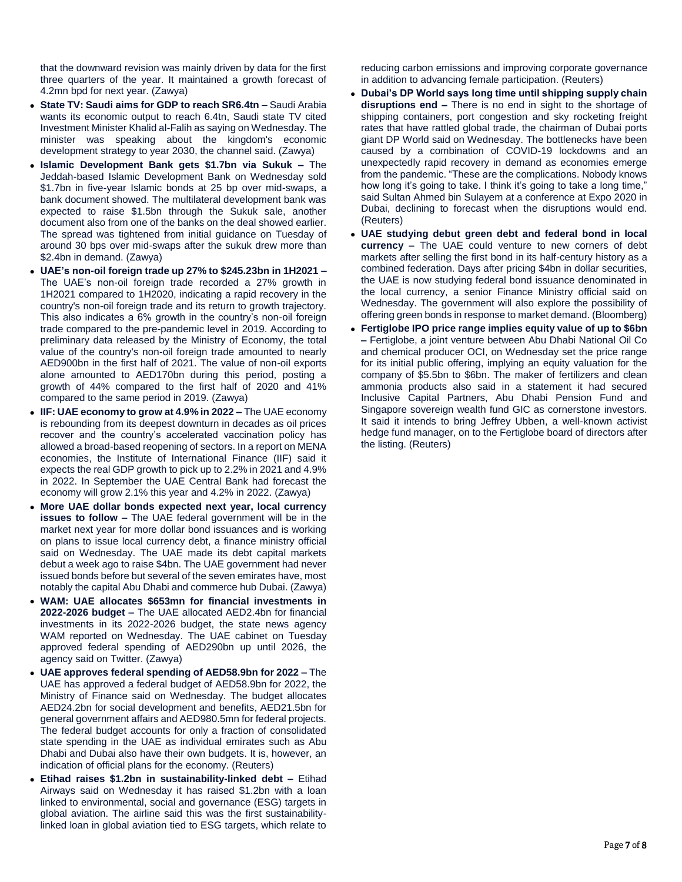that the downward revision was mainly driven by data for the first three quarters of the year. It maintained a growth forecast of 4.2mn bpd for next year. (Zawya)

- **State TV: Saudi aims for GDP to reach SR6.4tn** – Saudi Arabia wants its economic output to reach 6.4tn, Saudi state TV cited Investment Minister Khalid al-Falih as saying on Wednesday. The minister was speaking about the kingdom's economic development strategy to year 2030, the channel said. (Zawya)
- **Islamic Development Bank gets $1.7bn via Sukuk –** The Jeddah-based Islamic Development Bank on Wednesday sold $1.7bn in five-year Islamic bonds at 25 bp over mid-swaps, a bank document showed. The multilateral development bank was expected to raise $1.5bn through the Sukuk sale, another document also from one of the banks on the deal showed earlier. The spread was tightened from initial guidance on Tuesday of around 30 bps over mid-swaps after the sukuk drew more than $2.4bn in demand. (Zawya)
- **UAE's non-oil foreign trade up 27% to $245.23bn in 1H2021 –** The UAE's non-oil foreign trade recorded a 27% growth in 1H2021 compared to 1H2020, indicating a rapid recovery in the country's non-oil foreign trade and its return to growth trajectory. This also indicates a 6% growth in the country's non-oil foreign trade compared to the pre-pandemic level in 2019. According to preliminary data released by the Ministry of Economy, the total value of the country's non-oil foreign trade amounted to nearly AED900bn in the first half of 2021. The value of non-oil exports alone amounted to AED170bn during this period, posting a growth of 44% compared to the first half of 2020 and 41% compared to the same period in 2019. (Zawya)
- **IIF: UAE economy to grow at 4.9% in 2022 –** The UAE economy is rebounding from its deepest downturn in decades as oil prices recover and the country's accelerated vaccination policy has allowed a broad-based reopening of sectors. In a report on MENA economies, the Institute of International Finance (IIF) said it expects the real GDP growth to pick up to 2.2% in 2021 and 4.9% in 2022. In September the UAE Central Bank had forecast the economy will grow 2.1% this year and 4.2% in 2022. (Zawya)
- **More UAE dollar bonds expected next year, local currency issues to follow –** The UAE federal government will be in the market next year for more dollar bond issuances and is working on plans to issue local currency debt, a finance ministry official said on Wednesday. The UAE made its debt capital markets debut a week ago to raise $4bn. The UAE government had never issued bonds before but several of the seven emirates have, most notably the capital Abu Dhabi and commerce hub Dubai. (Zawya)
- **WAM: UAE allocates $653mn for financial investments in 2022-2026 budget –** The UAE allocated AED2.4bn for financial investments in its 2022-2026 budget, the state news agency WAM reported on Wednesday. The UAE cabinet on Tuesday approved federal spending of AED290bn up until 2026, the agency said on Twitter. (Zawya)
- **UAE approves federal spending of AED58.9bn for 2022 –** The UAE has approved a federal budget of AED58.9bn for 2022, the Ministry of Finance said on Wednesday. The budget allocates AED24.2bn for social development and benefits, AED21.5bn for general government affairs and AED980.5mn for federal projects. The federal budget accounts for only a fraction of consolidated state spending in the UAE as individual emirates such as Abu Dhabi and Dubai also have their own budgets. It is, however, an indication of official plans for the economy. (Reuters)
- **Etihad raises $1.2bn in sustainability-linked debt –** Etihad Airways said on Wednesday it has raised $1.2bn with a loan linked to environmental, social and governance (ESG) targets in global aviation. The airline said this was the first sustainability-linked loan in global aviation tied to ESG targets, which relate to reducing carbon emissions and improving corporate governance in addition to advancing female participation. (Reuters)
- **Dubai's DP World says long time until shipping supply chain disruptions end –** There is no end in sight to the shortage of shipping containers, port congestion and sky rocketing freight rates that have rattled global trade, the chairman of Dubai ports giant DP World said on Wednesday. The bottlenecks have been caused by a combination of COVID-19 lockdowns and an unexpectedly rapid recovery in demand as economies emerge from the pandemic. "These are the complications. Nobody knows how long it's going to take. I think it's going to take a long time," said Sultan Ahmed bin Sulayem at a conference at Expo 2020 in Dubai, declining to forecast when the disruptions would end. (Reuters)
- **UAE studying debut green debt and federal bond in local currency –** The UAE could venture to new corners of debt markets after selling the first bond in its half-century history as a combined federation. Days after pricing $4bn in dollar securities, the UAE is now studying federal bond issuance denominated in the local currency, a senior Finance Ministry official said on Wednesday. The government will also explore the possibility of offering green bonds in response to market demand. (Bloomberg)
- **Fertiglobe IPO price range implies equity value of up to $6bn –** Fertiglobe, a joint venture between Abu Dhabi National Oil Co and chemical producer OCI, on Wednesday set the price range for its initial public offering, implying an equity valuation for the company of $5.5bn to $6bn. The maker of fertilizers and clean ammonia products also said in a statement it had secured Inclusive Capital Partners, Abu Dhabi Pension Fund and Singapore sovereign wealth fund GIC as cornerstone investors. It said it intends to bring Jeffrey Ubben, a well-known activist hedge fund manager, on to the Fertiglobe board of directors after the listing. (Reuters)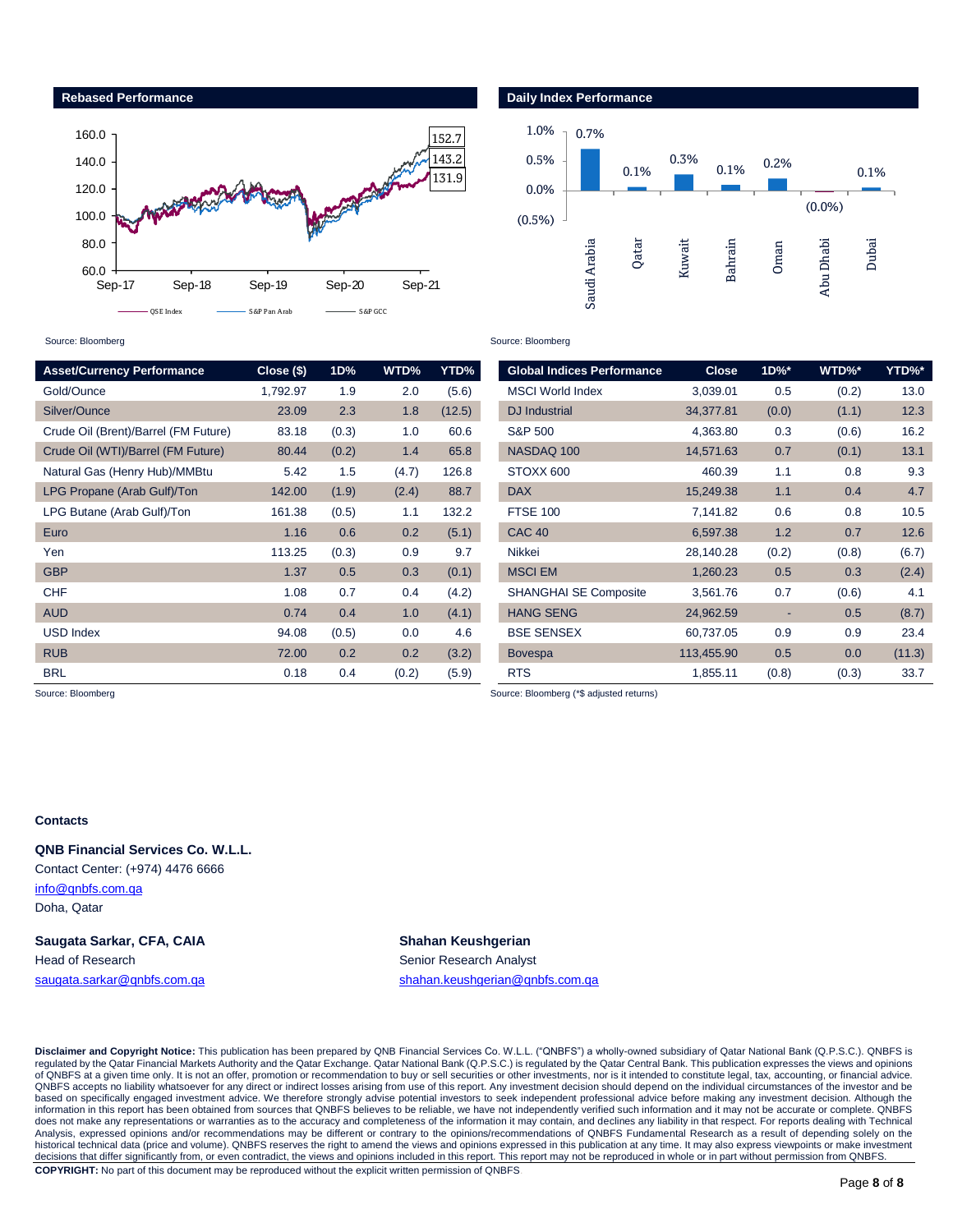**Rebased Performance**

160.0
140.0
120.0
100.0
80.0
60.0

Sep-17 Sep-18 Sep-19 Sep-20 Sep-21

152.7
143.2
131.9

QSE Index
S&P Pan Arab
S&P GCC

Source: Bloomberg

**Daily Index Performance**

1.0%
0.5%
0.0%
(0.5%)

0.7%
0.1%
0.3%
0.1%
0.2%
(0.0%)
0.1%

Saudi Arabia
Qatar
Kuwait
Bahrain
Oman
Abu Dhabi
Dubai

Source: Bloomberg

| Asset/Currency Performance | Close ($) | 1D% | WTD% | YTD% |
|---|---|---|---|---|
| Gold/Ounce | 1,792.97 | 1.9 | 2.0 | (5.6) |
| Silver/Ounce | 23.09 | 2.3 | 1.8 | (12.5) |
| Crude Oil (Brent)/Barrel (FM Future) | 83.18 | (0.3) | 1.0 | 60.6 |
| Crude Oil (WTI)/Barrel (FM Future) | 80.44 | (0.2) | 1.4 | 65.8 |
| Natural Gas (Henry Hub)/MMBtu | 5.42 | 1.5 | (4.7) | 126.8 |
| LPG Propane (Arab Gulf)/Ton | 142.00 | (1.9) | (2.4) | 88.7 |
| LPG Butane (Arab Gulf)/Ton | 161.38 | (0.5) | 1.1 | 132.2 |
| Euro | 1.16 | 0.6 | 0.2 | (5.1) |
| Yen | 113.25 | (0.3) | 0.9 | 9.7 |
| GBP | 1.37 | 0.5 | 0.3 | (0.1) |
| CHF | 1.08 | 0.7 | 0.4 | (4.2) |
| AUD | 0.74 | 0.4 | 1.0 | (4.1) |
| USD Index | 94.08 | (0.5) | 0.0 | 4.6 |
| RUB | 72.00 | 0.2 | 0.2 | (3.2) |
| BRL | 0.18 | 0.4 | (0.2) | (5.9) |

Source: Bloomberg

| Global Indices Performance | Close | 1D%* | WTD%* | YTD%* |
|---|---|---|---|---|
| MSCI World Index | 3,039.01 | 0.5 | (0.2) | 13.0 |
| DJ Industrial | 34,377.81 | (0.0) | (1.1) | 12.3 |
| S&P 500 | 4,363.80 | 0.3 | (0.6) | 16.2 |
| NASDAQ 100 | 14,571.63 | 0.7 | (0.1) | 13.1 |
| STOXX 600 | 460.39 | 1.1 | 0.8 | 9.3 |
| DAX | 15,249.38 | 1.1 | 0.4 | 4.7 |
| FTSE 100 | 7,141.82 | 0.6 | 0.8 | 10.5 |
| CAC 40 | 6,597.38 | 1.2 | 0.7 | 12.6 |
| Nikkei | 28,140.28 | (0.2) | (0.8) | (6.7) |
| MSCI EM | 1,260.23 | 0.5 | 0.3 | (2.4) |
| SHANGHAI SE Composite | 3,561.76 | 0.7 | (0.6) | 4.1 |
| HANG SENG | 24,962.59 | - | 0.5 | (8.7) |
| BSE SENSEX | 60,737.05 | 0.9 | 0.9 | 23.4 |
| Bovespa | 113,455.90 | 0.5 | 0.0 | (11.3) |
| RTS | 1,855.11 | (0.8) | (0.3) | 33.7 |

Source: Bloomberg (*$ adjusted returns)

**Contacts**

**QNB Financial Services Co. W.L.L.**
Contact Center: (+974) 4476 6666
info@qnbfs.com.qa
Doha, Qatar

**Saugata Sarkar, CFA, CAIA**
Head of Research
saugata.sarkar@qnbfs.com.qa

**Shahan Keushgerian**
Senior Research Analyst
shahan.keushgerian@qnbfs.com.qa

**Disclaimer and Copyright Notice:** This publication has been prepared by QNB Financial Services Co. W.L.L. ("QNBFS") a wholly-owned subsidiary of Qatar National Bank (Q.P.S.C.). QNBFS is regulated by the Qatar Financial Markets Authority and the Qatar Exchange. Qatar National Bank (Q.P.S.C.) is regulated by the Qatar Central Bank. This publication expresses the views and opinions of QNBFS at a given time only. It is not an offer, promotion or recommendation to buy or sell securities or other investments, nor is it intended to constitute legal, tax, accounting, or financial advice. QNBFS accepts no liability whatsoever for any direct or indirect losses arising from use of this report. Any investment decision should depend on the individual circumstances of the investor and be based on specifically engaged investment advice. We therefore strongly advise potential investors to seek independent professional advice before making any investment decision. Although the information in this report has been obtained from sources that QNBFS believes to be reliable, we have not independently verified such information and it may not be accurate or complete. QNBFS does not make any representations or warranties as to the accuracy and completeness of the information it may contain, and declines any liability in that respect. For reports dealing with Technical Analysis, expressed opinions and/or recommendations may be different or contrary to the opinions/recommendations of QNBFS Fundamental Research as a result of depending solely on the historical technical data (price and volume). QNBFS reserves the right to amend the views and opinions expressed in this publication at any time. It may also express viewpoints or make investment decisions that differ significantly from, or even contradict, the views and opinions included in this report. This report may not be reproduced in whole or in part without permission from QNBFS.

**COPYRIGHT:** No part of this document may be reproduced without the explicit written permission of QNBFS